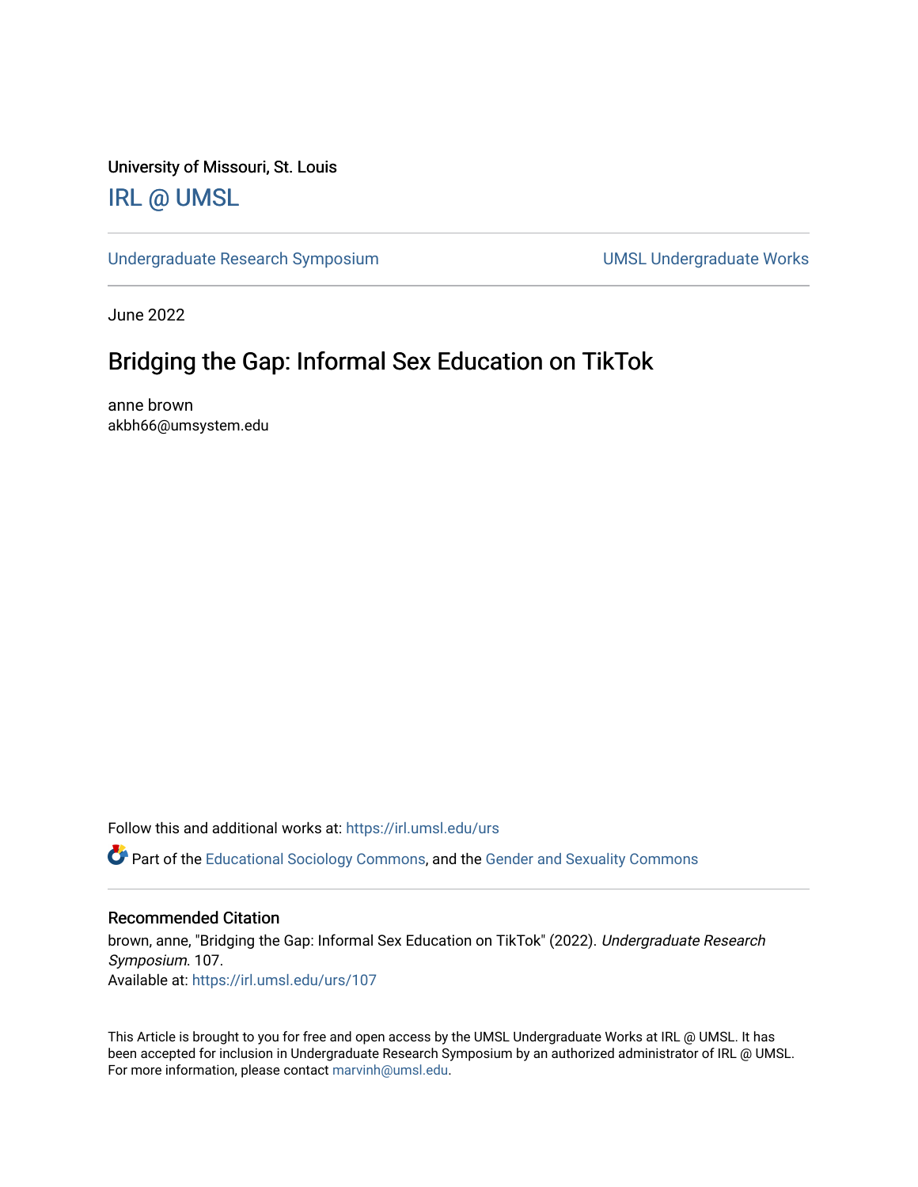University of Missouri, St. Louis

## IRL @ UMSL

Undergraduate Research Symposium | UMSL Undergraduate Works

June 2022

# Bridging the Gap: Informal Sex Education on TikTok

anne brown
akbh66@umsystem.edu

Follow this and additional works at: https://irl.umsl.edu/urs

Part of the Educational Sociology Commons, and the Gender and Sexuality Commons

### Recommended Citation

brown, anne, "Bridging the Gap: Informal Sex Education on TikTok" (2022). *Undergraduate Research Symposium*. 107.
Available at: https://irl.umsl.edu/urs/107

This Article is brought to you for free and open access by the UMSL Undergraduate Works at IRL @ UMSL. It has been accepted for inclusion in Undergraduate Research Symposium by an authorized administrator of IRL @ UMSL. For more information, please contact marvinh@umsl.edu.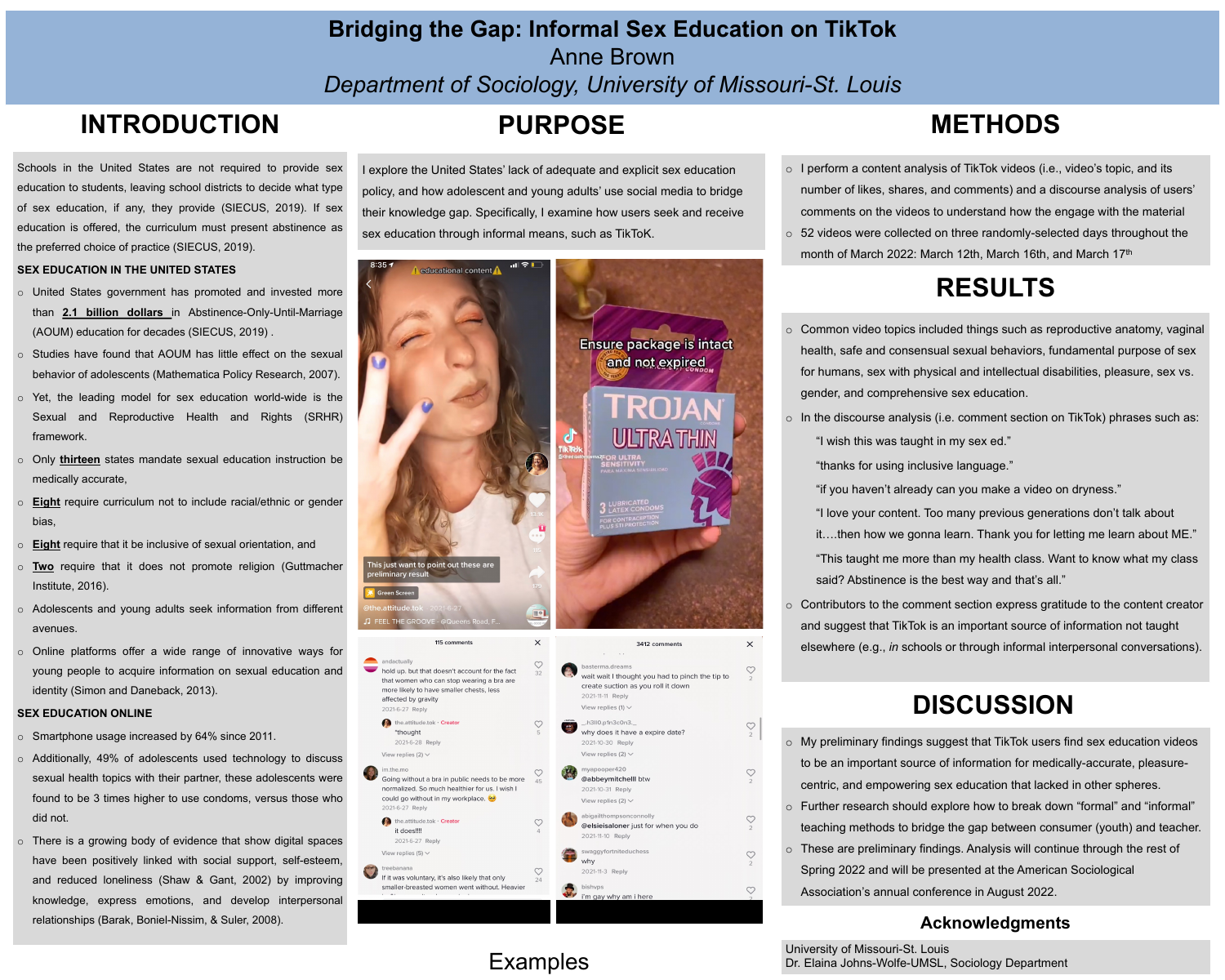# Bridging the Gap: Informal Sex Education on TikTok

Anne Brown

*Department of Sociology, University of Missouri-St. Louis*

## INTRODUCTION

Schools in the United States are not required to provide sex education to students, leaving school districts to decide what type of sex education, if any, they provide (SIECUS, 2019). If sex education is offered, the curriculum must present abstinence as the preferred choice of practice (SIECUS, 2019).

### SEX EDUCATION IN THE UNITED STATES

- United States government has promoted and invested more than **2.1 billion dollars** in Abstinence-Only-Until-Marriage (AOUM) education for decades (SIECUS, 2019) .
- Studies have found that AOUM has little effect on the sexual behavior of adolescents (Mathematica Policy Research, 2007).
- Yet, the leading model for sex education world-wide is the Sexual and Reproductive Health and Rights (SRHR) framework.
- Only **thirteen** states mandate sexual education instruction be medically accurate,
- **Eight** require curriculum not to include racial/ethnic or gender bias,
- **Eight** require that it be inclusive of sexual orientation, and
- **Two** require that it does not promote religion (Guttmacher Institute, 2016).
- Adolescents and young adults seek information from different avenues.
- Online platforms offer a wide range of innovative ways for young people to acquire information on sexual education and identity (Simon and Daneback, 2013).

### SEX EDUCATION ONLINE

- Smartphone usage increased by 64% since 2011.
- Additionally, 49% of adolescents used technology to discuss sexual health topics with their partner, these adolescents were found to be 3 times higher to use condoms, versus those who did not.
- There is a growing body of evidence that show digital spaces have been positively linked with social support, self-esteem, and reduced loneliness (Shaw & Gant, 2002) by improving knowledge, express emotions, and develop interpersonal relationships (Barak, Boniel-Nissim, & Suler, 2008).

## PURPOSE

I explore the United States' lack of adequate and explicit sex education policy, and how adolescent and young adults' use social media to bridge their knowledge gap. Specifically, I examine how users seek and receive sex education through informal means, such as TikToK.

Examples

## METHODS

- I perform a content analysis of TikTok videos (i.e., video's topic, and its number of likes, shares, and comments) and a discourse analysis of users' comments on the videos to understand how the engage with the material
- 52 videos were collected on three randomly-selected days throughout the month of March 2022: March 12th, March 16th, and March 17th

## RESULTS

- Common video topics included things such as reproductive anatomy, vaginal health, safe and consensual sexual behaviors, fundamental purpose of sex for humans, sex with physical and intellectual disabilities, pleasure, sex vs. gender, and comprehensive sex education.
- In the discourse analysis (i.e. comment section on TikTok) phrases such as:
  - "I wish this was taught in my sex ed."
  - "thanks for using inclusive language."
  - "if you haven't already can you make a video on dryness."
  - "I love your content. Too many previous generations don't talk about it….then how we gonna learn. Thank you for letting me learn about ME."
  - "This taught me more than my health class. Want to know what my class said? Abstinence is the best way and that's all."
- Contributors to the comment section express gratitude to the content creator and suggest that TikTok is an important source of information not taught elsewhere (e.g., *in* schools or through informal interpersonal conversations).

## DISCUSSION

- My preliminary findings suggest that TikTok users find sex education videos to be an important source of information for medically-accurate, pleasure-centric, and empowering sex education that lacked in other spheres.
- Further research should explore how to break down "formal" and "informal" teaching methods to bridge the gap between consumer (youth) and teacher.
- These are preliminary findings. Analysis will continue through the rest of Spring 2022 and will be presented at the American Sociological Association's annual conference in August 2022.

### Acknowledgments

University of Missouri-St. Louis
Dr. Elaina Johns-Wolfe-UMSL, Sociology Department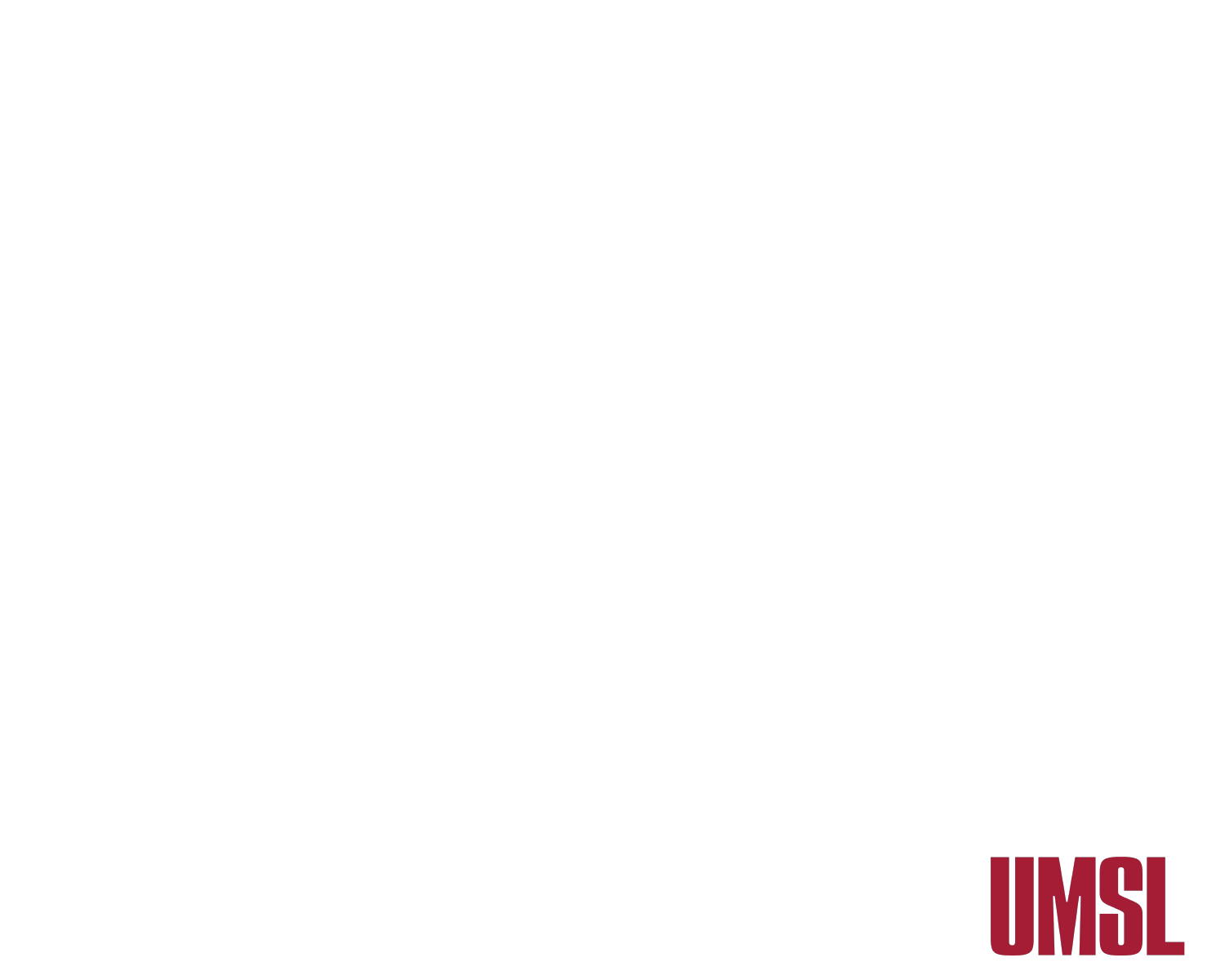UMSL